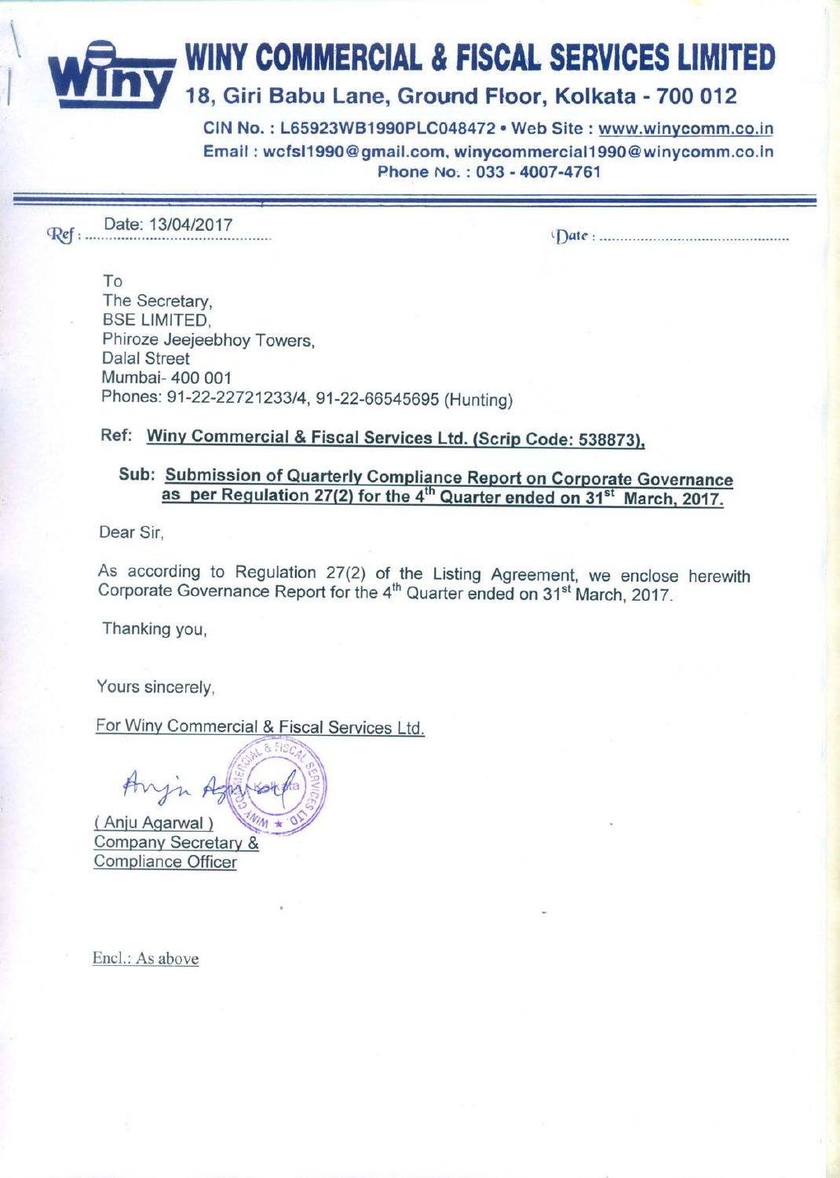# WINY COMMERCIAL & FISCAL SERVICES LIMITED

**18, Giri Babu Lane, Ground Floor, Kolkata - 700 012**

**CIN No. : L65923WB1990PLC048472 • Web Site : www.winycomm.co.in**
**Email : wcfsl1990@gmail.com, winycommercial1990@winycomm.co.in**
**Phone No. : 033 - 4007-4761**

Ref : Date: 13/04/2017 Date :

To
The Secretary,
BSE LIMITED,
Phiroze Jeejeebhoy Towers,
Dalal Street
Mumbai- 400 001
Phones: 91-22-22721233/4, 91-22-66545695 (Hunting)

**Ref: Winy Commercial & Fiscal Services Ltd. (Scrip Code: 538873).**

**Sub: Submission of Quarterly Compliance Report on Corporate Governance as per Regulation 27(2) for the 4th Quarter ended on 31st March, 2017.**

Dear Sir,

As according to Regulation 27(2) of the Listing Agreement, we enclose herewith Corporate Governance Report for the 4th Quarter ended on 31st March, 2017.

Thanking you,

Yours sincerely,

For Winy Commercial & Fiscal Services Ltd.

( Anju Agarwal )
Company Secretary &
Compliance Officer

Encl.: As above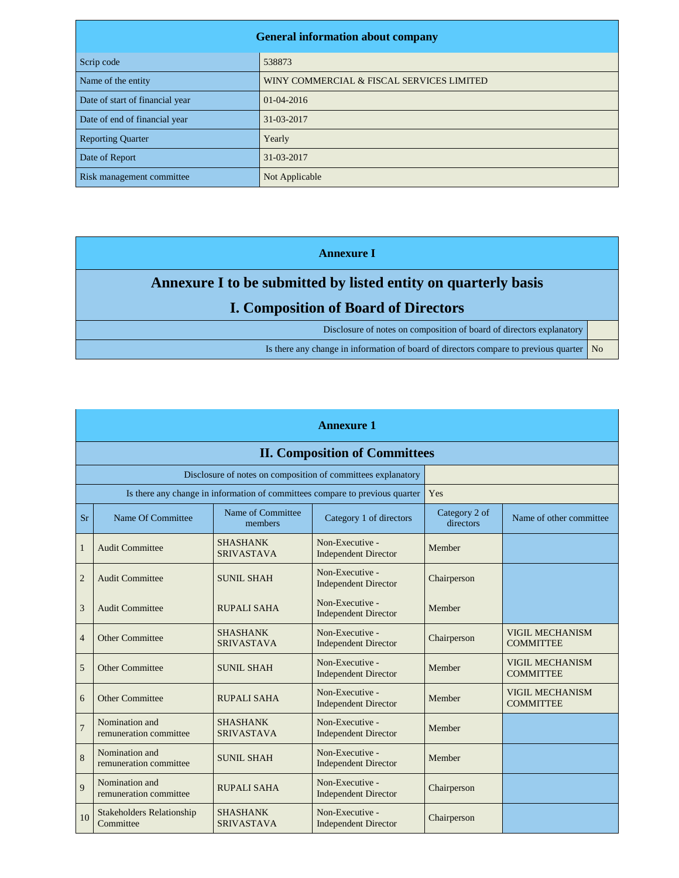| General information about company | |
|---|---|
| Scrip code | 538873 |
| Name of the entity | WINY COMMERCIAL & FISCAL SERVICES LIMITED |
| Date of start of financial year | 01-04-2016 |
| Date of end of financial year | 31-03-2017 |
| Reporting Quarter | Yearly |
| Date of Report | 31-03-2017 |
| Risk management committee | Not Applicable |

## Annexure I

# Annexure I to be submitted by listed entity on quarterly basis

# I. Composition of Board of Directors

| | |
|---|---|
| Disclosure of notes on composition of board of directors explanatory | |
| Is there any change in information of board of directors compare to previous quarter | No |

## Annexure 1

# II. Composition of Committees

| | |
|---|---|
| Disclosure of notes on composition of committees explanatory | |
| Is there any change in information of committees compare to previous quarter | Yes |

| Sr | Name Of Committee | Name of Committee members | Category 1 of directors | Category 2 of directors | Name of other committee |
|---|---|---|---|---|---|
| 1 | Audit Committee | SHASHANK SRIVASTAVA | Non-Executive - Independent Director | Member | |
| 2 | Audit Committee | SUNIL SHAH | Non-Executive - Independent Director | Chairperson | |
| 3 | Audit Committee | RUPALI SAHA | Non-Executive - Independent Director | Member | |
| 4 | Other Committee | SHASHANK SRIVASTAVA | Non-Executive - Independent Director | Chairperson | VIGIL MECHANISM COMMITTEE |
| 5 | Other Committee | SUNIL SHAH | Non-Executive - Independent Director | Member | VIGIL MECHANISM COMMITTEE |
| 6 | Other Committee | RUPALI SAHA | Non-Executive - Independent Director | Member | VIGIL MECHANISM COMMITTEE |
| 7 | Nomination and remuneration committee | SHASHANK SRIVASTAVA | Non-Executive - Independent Director | Member | |
| 8 | Nomination and remuneration committee | SUNIL SHAH | Non-Executive - Independent Director | Member | |
| 9 | Nomination and remuneration committee | RUPALI SAHA | Non-Executive - Independent Director | Chairperson | |
| 10 | Stakeholders Relationship Committee | SHASHANK SRIVASTAVA | Non-Executive - Independent Director | Chairperson | |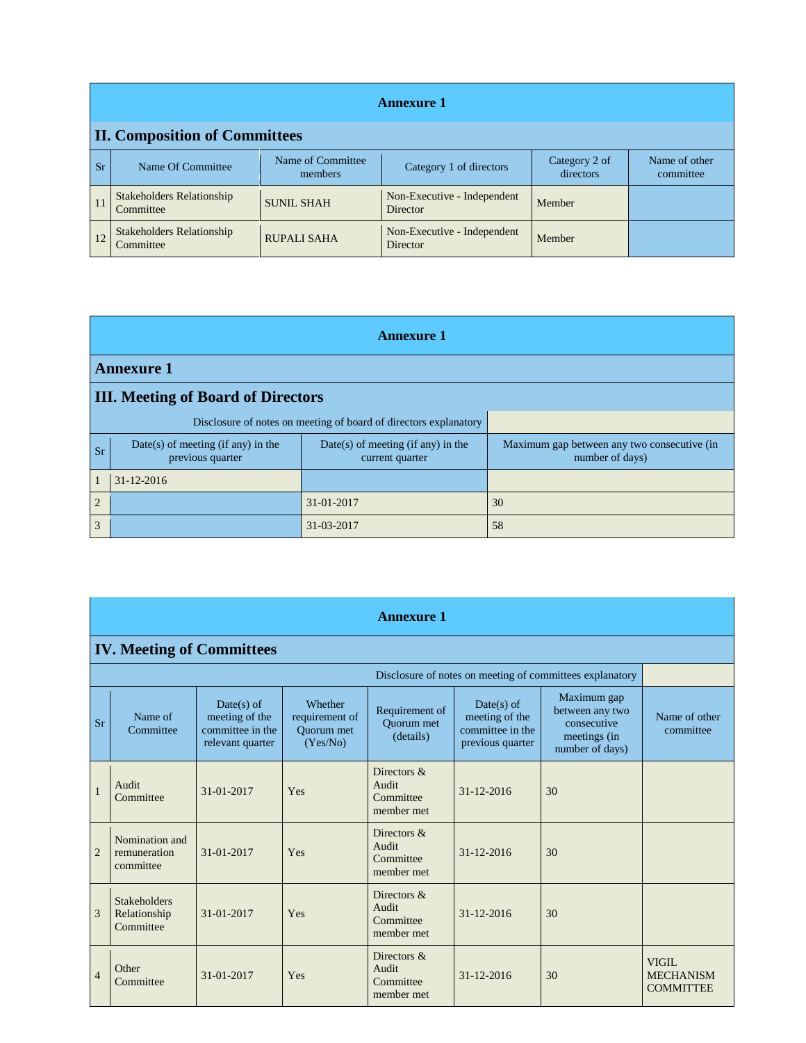## Annexure 1

### II. Composition of Committees

| Sr | Name Of Committee | Name of Committee members | Category 1 of directors | Category 2 of directors | Name of other committee |
|---|---|---|---|---|---|
| 11 | Stakeholders Relationship Committee | SUNIL SHAH | Non-Executive - Independent Director | Member | |
| 12 | Stakeholders Relationship Committee | RUPALI SAHA | Non-Executive - Independent Director | Member | |

## Annexure 1

### Annexure 1

### III. Meeting of Board of Directors

Disclosure of notes on meeting of board of directors explanatory

| Sr | Date(s) of meeting (if any) in the previous quarter | Date(s) of meeting (if any) in the current quarter | Maximum gap between any two consecutive (in number of days) |
|---|---|---|---|
| 1 | 31-12-2016 | | |
| 2 | | 31-01-2017 | 30 |
| 3 | | 31-03-2017 | 58 |

## Annexure 1

### IV. Meeting of Committees

Disclosure of notes on meeting of committees explanatory

| Sr | Name of Committee | Date(s) of meeting of the committee in the relevant quarter | Whether requirement of Quorum met (Yes/No) | Requirement of Quorum met (details) | Date(s) of meeting of the committee in the previous quarter | Maximum gap between any two consecutive meetings (in number of days) | Name of other committee |
|---|---|---|---|---|---|---|---|
| 1 | Audit Committee | 31-01-2017 | Yes | Directors & Audit Committee member met | 31-12-2016 | 30 | |
| 2 | Nomination and remuneration committee | 31-01-2017 | Yes | Directors & Audit Committee member met | 31-12-2016 | 30 | |
| 3 | Stakeholders Relationship Committee | 31-01-2017 | Yes | Directors & Audit Committee member met | 31-12-2016 | 30 | |
| 4 | Other Committee | 31-01-2017 | Yes | Directors & Audit Committee member met | 31-12-2016 | 30 | VIGIL MECHANISM COMMITTEE |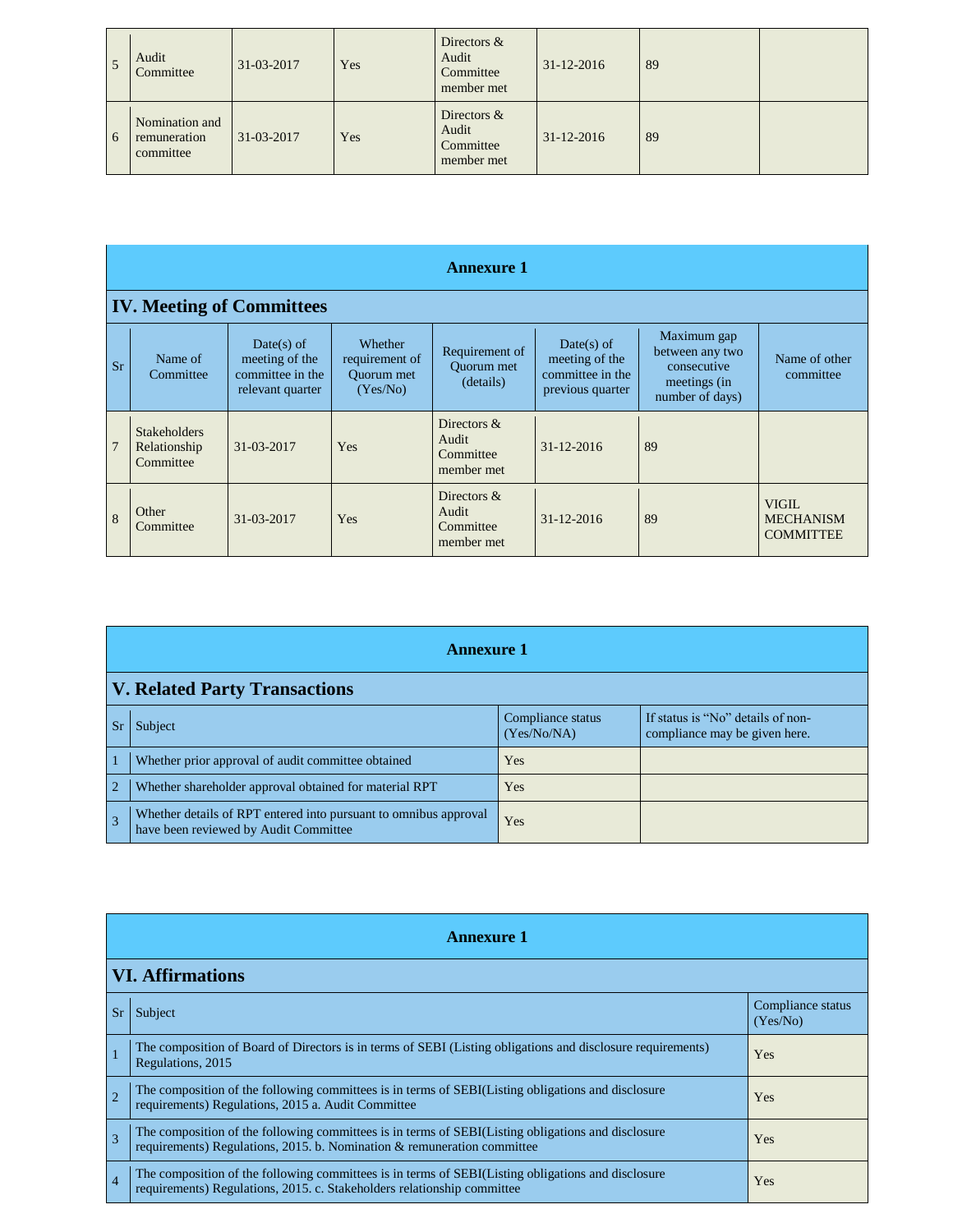| | | | | | | | |
|---|---|---|---|---|---|---|---|
| 5 | Audit Committee | 31-03-2017 | Yes | Directors & Audit Committee member met | 31-12-2016 | 89 | |
| 6 | Nomination and remuneration committee | 31-03-2017 | Yes | Directors & Audit Committee member met | 31-12-2016 | 89 | |

## Annexure 1

### IV. Meeting of Committees

| Sr | Name of Committee | Date(s) of meeting of the committee in the relevant quarter | Whether requirement of Quorum met (Yes/No) | Requirement of Quorum met (details) | Date(s) of meeting of the committee in the previous quarter | Maximum gap between any two consecutive meetings (in number of days) | Name of other committee |
|---|---|---|---|---|---|---|---|
| 7 | Stakeholders Relationship Committee | 31-03-2017 | Yes | Directors & Audit Committee member met | 31-12-2016 | 89 | |
| 8 | Other Committee | 31-03-2017 | Yes | Directors & Audit Committee member met | 31-12-2016 | 89 | VIGIL MECHANISM COMMITTEE |

## Annexure 1

### V. Related Party Transactions

| Sr | Subject | Compliance status (Yes/No/NA) | If status is "No" details of non-compliance may be given here. |
|---|---|---|---|
| 1 | Whether prior approval of audit committee obtained | Yes | |
| 2 | Whether shareholder approval obtained for material RPT | Yes | |
| 3 | Whether details of RPT entered into pursuant to omnibus approval have been reviewed by Audit Committee | Yes | |

## Annexure 1

### VI. Affirmations

| Sr | Subject | Compliance status (Yes/No) |
|---|---|---|
| 1 | The composition of Board of Directors is in terms of SEBI (Listing obligations and disclosure requirements) Regulations, 2015 | Yes |
| 2 | The composition of the following committees is in terms of SEBI(Listing obligations and disclosure requirements) Regulations, 2015 a. Audit Committee | Yes |
| 3 | The composition of the following committees is in terms of SEBI(Listing obligations and disclosure requirements) Regulations, 2015. b. Nomination & remuneration committee | Yes |
| 4 | The composition of the following committees is in terms of SEBI(Listing obligations and disclosure requirements) Regulations, 2015. c. Stakeholders relationship committee | Yes |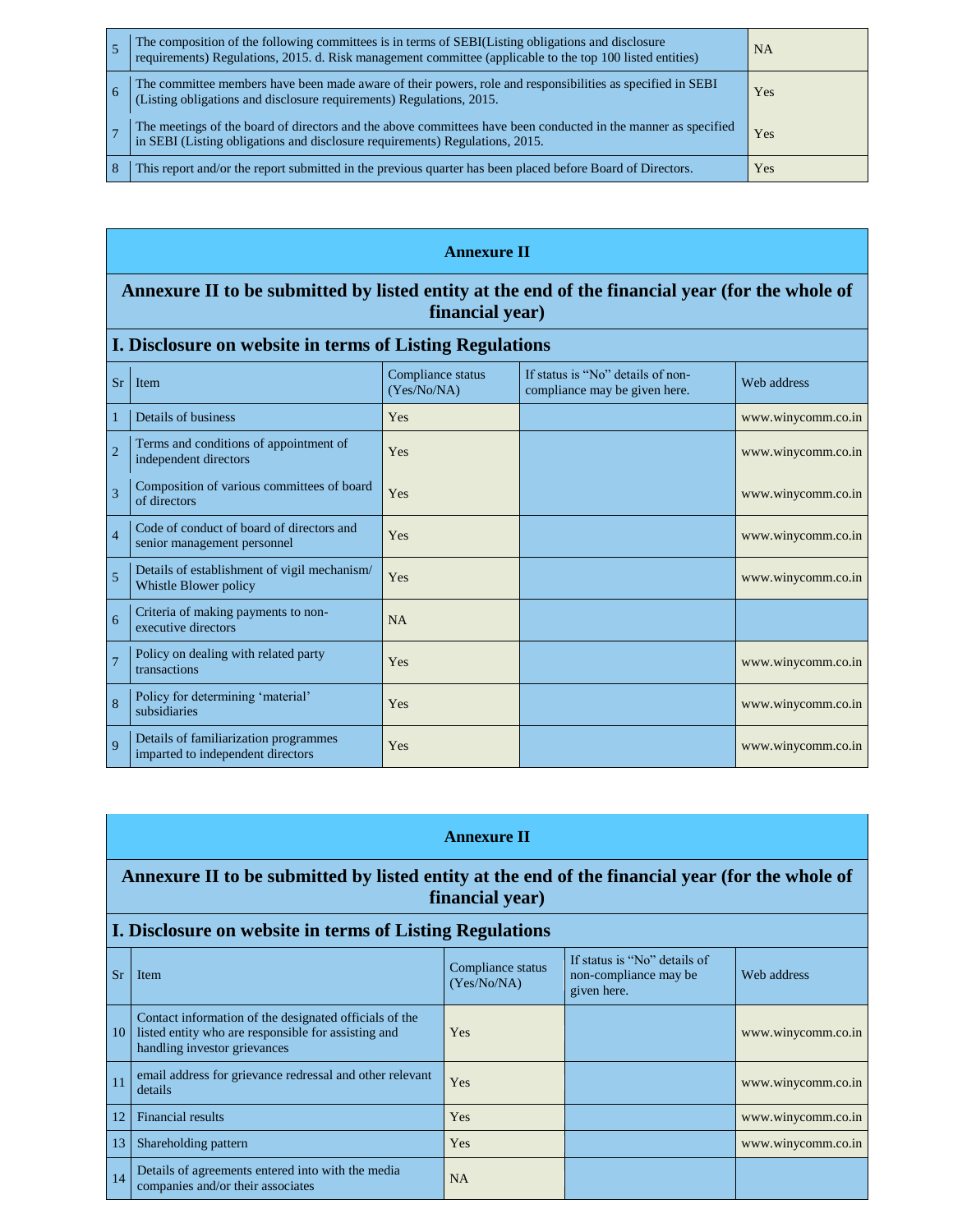| | | |
|---|---|---|
| 5 | The composition of the following committees is in terms of SEBI(Listing obligations and disclosure requirements) Regulations, 2015. d. Risk management committee (applicable to the top 100 listed entities) | NA |
| 6 | The committee members have been made aware of their powers, role and responsibilities as specified in SEBI (Listing obligations and disclosure requirements) Regulations, 2015. | Yes |
| 7 | The meetings of the board of directors and the above committees have been conducted in the manner as specified in SEBI (Listing obligations and disclosure requirements) Regulations, 2015. | Yes |
| 8 | This report and/or the report submitted in the previous quarter has been placed before Board of Directors. | Yes |

## Annexure II

## Annexure II to be submitted by listed entity at the end of the financial year (for the whole of financial year)

### I. Disclosure on website in terms of Listing Regulations

| Sr | Item | Compliance status (Yes/No/NA) | If status is "No" details of non-compliance may be given here. | Web address |
|---|---|---|---|---|
| 1 | Details of business | Yes | | www.winycomm.co.in |
| 2 | Terms and conditions of appointment of independent directors | Yes | | www.winycomm.co.in |
| 3 | Composition of various committees of board of directors | Yes | | www.winycomm.co.in |
| 4 | Code of conduct of board of directors and senior management personnel | Yes | | www.winycomm.co.in |
| 5 | Details of establishment of vigil mechanism/ Whistle Blower policy | Yes | | www.winycomm.co.in |
| 6 | Criteria of making payments to non-executive directors | NA | | |
| 7 | Policy on dealing with related party transactions | Yes | | www.winycomm.co.in |
| 8 | Policy for determining 'material' subsidiaries | Yes | | www.winycomm.co.in |
| 9 | Details of familiarization programmes imparted to independent directors | Yes | | www.winycomm.co.in |

## Annexure II

## Annexure II to be submitted by listed entity at the end of the financial year (for the whole of financial year)

### I. Disclosure on website in terms of Listing Regulations

| Sr | Item | Compliance status (Yes/No/NA) | If status is "No" details of non-compliance may be given here. | Web address |
|---|---|---|---|---|
| 10 | Contact information of the designated officials of the listed entity who are responsible for assisting and handling investor grievances | Yes | | www.winycomm.co.in |
| 11 | email address for grievance redressal and other relevant details | Yes | | www.winycomm.co.in |
| 12 | Financial results | Yes | | www.winycomm.co.in |
| 13 | Shareholding pattern | Yes | | www.winycomm.co.in |
| 14 | Details of agreements entered into with the media companies and/or their associates | NA | | |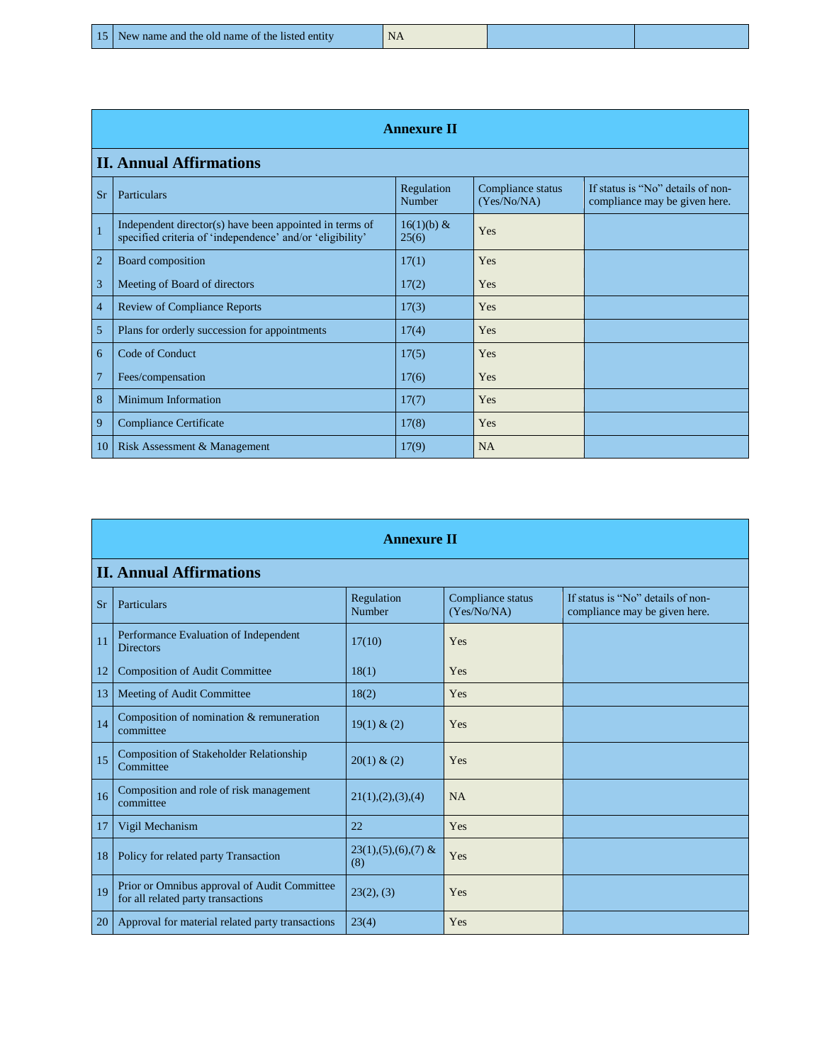| 15 | New name and the old name of the listed entity | NA | | |
|---|---|---|---|---|

## Annexure II

### II. Annual Affirmations

| Sr | Particulars | Regulation Number | Compliance status (Yes/No/NA) | If status is "No" details of non-compliance may be given here. |
|---|---|---|---|---|
| 1 | Independent director(s) have been appointed in terms of specified criteria of 'independence' and/or 'eligibility' | 16(1)(b) & 25(6) | Yes | |
| 2 | Board composition | 17(1) | Yes | |
| 3 | Meeting of Board of directors | 17(2) | Yes | |
| 4 | Review of Compliance Reports | 17(3) | Yes | |
| 5 | Plans for orderly succession for appointments | 17(4) | Yes | |
| 6 | Code of Conduct | 17(5) | Yes | |
| 7 | Fees/compensation | 17(6) | Yes | |
| 8 | Minimum Information | 17(7) | Yes | |
| 9 | Compliance Certificate | 17(8) | Yes | |
| 10 | Risk Assessment & Management | 17(9) | NA | |

## Annexure II

### II. Annual Affirmations

| Sr | Particulars | Regulation Number | Compliance status (Yes/No/NA) | If status is "No" details of non-compliance may be given here. |
|---|---|---|---|---|
| 11 | Performance Evaluation of Independent Directors | 17(10) | Yes | |
| 12 | Composition of Audit Committee | 18(1) | Yes | |
| 13 | Meeting of Audit Committee | 18(2) | Yes | |
| 14 | Composition of nomination & remuneration committee | 19(1) & (2) | Yes | |
| 15 | Composition of Stakeholder Relationship Committee | 20(1) & (2) | Yes | |
| 16 | Composition and role of risk management committee | 21(1),(2),(3),(4) | NA | |
| 17 | Vigil Mechanism | 22 | Yes | |
| 18 | Policy for related party Transaction | 23(1),(5),(6),(7) & (8) | Yes | |
| 19 | Prior or Omnibus approval of Audit Committee for all related party transactions | 23(2), (3) | Yes | |
| 20 | Approval for material related party transactions | 23(4) | Yes | |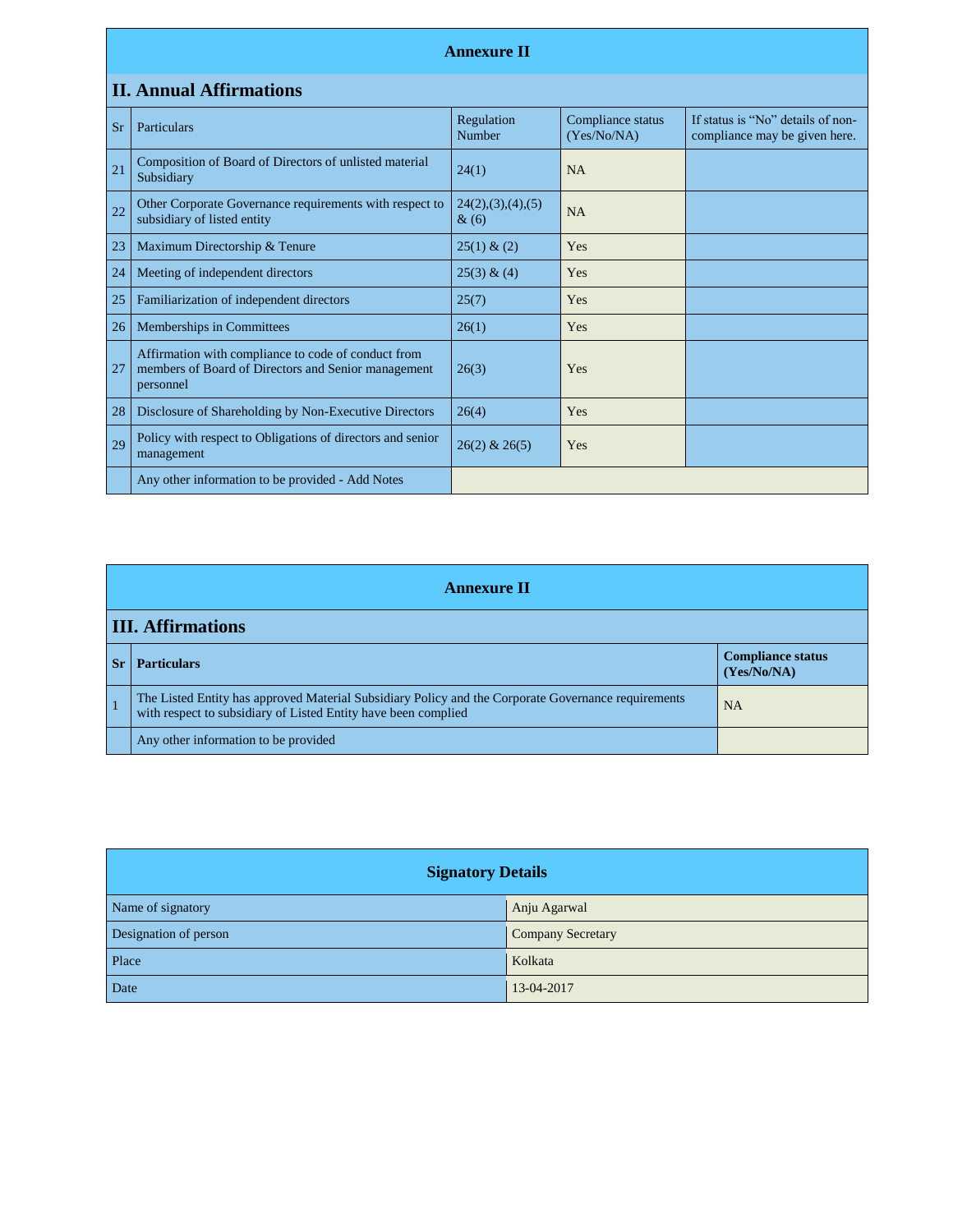## Annexure II

### II. Annual Affirmations

| Sr | Particulars | Regulation Number | Compliance status (Yes/No/NA) | If status is "No" details of non-compliance may be given here. |
|---|---|---|---|---|
| 21 | Composition of Board of Directors of unlisted material Subsidiary | 24(1) | NA | |
| 22 | Other Corporate Governance requirements with respect to subsidiary of listed entity | 24(2),(3),(4),(5) & (6) | NA | |
| 23 | Maximum Directorship & Tenure | 25(1) & (2) | Yes | |
| 24 | Meeting of independent directors | 25(3) & (4) | Yes | |
| 25 | Familiarization of independent directors | 25(7) | Yes | |
| 26 | Memberships in Committees | 26(1) | Yes | |
| 27 | Affirmation with compliance to code of conduct from members of Board of Directors and Senior management personnel | 26(3) | Yes | |
| 28 | Disclosure of Shareholding by Non-Executive Directors | 26(4) | Yes | |
| 29 | Policy with respect to Obligations of directors and senior management | 26(2) & 26(5) | Yes | |
| | Any other information to be provided - Add Notes | | | |

## Annexure II

### III. Affirmations

| Sr | Particulars | Compliance status (Yes/No/NA) |
|---|---|---|
| 1 | The Listed Entity has approved Material Subsidiary Policy and the Corporate Governance requirements with respect to subsidiary of Listed Entity have been complied | NA |
| | Any other information to be provided | |

## Signatory Details

| | |
|---|---|
| Name of signatory | Anju Agarwal |
| Designation of person | Company Secretary |
| Place | Kolkata |
| Date | 13-04-2017 |